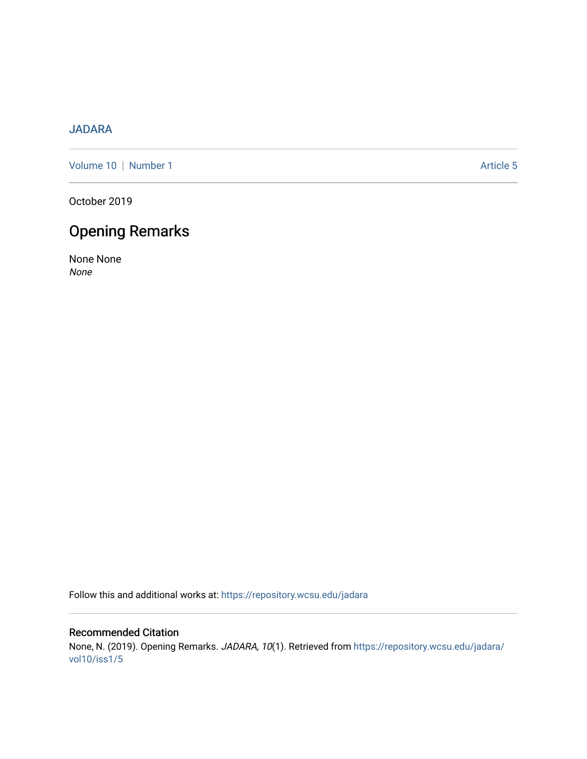JADARA

Volume 10 | Number 1 Article 5

October 2019

# Opening Remarks

None None
*None*

Follow this and additional works at: https://repository.wcsu.edu/jadara

## Recommended Citation

None, N. (2019). Opening Remarks. *JADARA, 10*(1). Retrieved from https://repository.wcsu.edu/jadara/vol10/iss1/5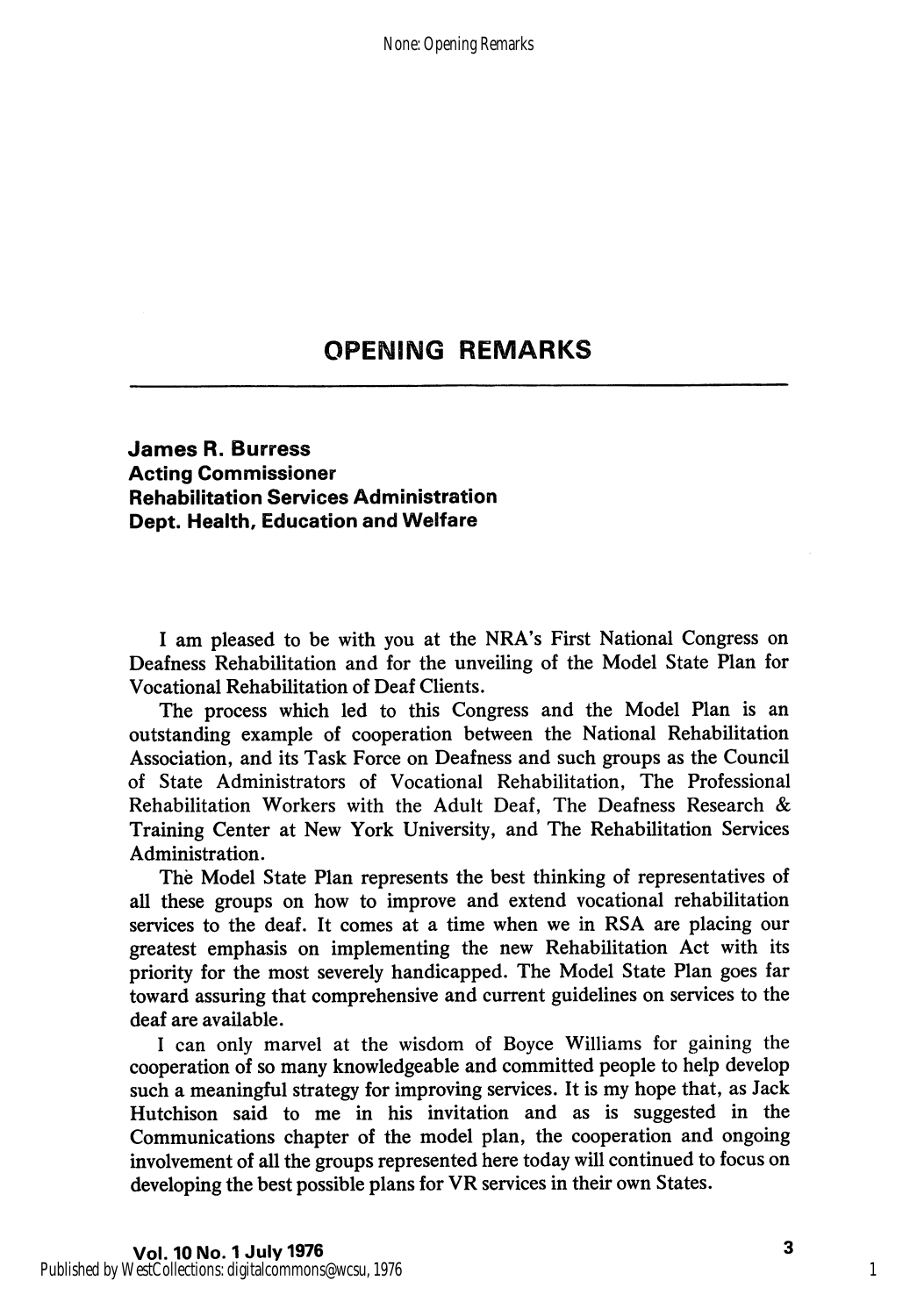# OPENING REMARKS

**James R. Burress**
**Acting Commissioner**
**Rehabilitation Services Administration**
**Dept. Health, Education and Welfare**

I am pleased to be with you at the NRA's First National Congress on Deafness Rehabilitation and for the unveiling of the Model State Plan for Vocational Rehabilitation of Deaf Clients.

The process which led to this Congress and the Model Plan is an outstanding example of cooperation between the National Rehabilitation Association, and its Task Force on Deafness and such groups as the Council of State Administrators of Vocational Rehabilitation, The Professional Rehabilitation Workers with the Adult Deaf, The Deafness Research & Training Center at New York University, and The Rehabilitation Services Administration.

The Model State Plan represents the best thinking of representatives of all these groups on how to improve and extend vocational rehabilitation services to the deaf. It comes at a time when we in RSA are placing our greatest emphasis on implementing the new Rehabilitation Act with its priority for the most severely handicapped. The Model State Plan goes far toward assuring that comprehensive and current guidelines on services to the deaf are available.

I can only marvel at the wisdom of Boyce Williams for gaining the cooperation of so many knowledgeable and committed people to help develop such a meaningful strategy for improving services. It is my hope that, as Jack Hutchison said to me in his invitation and as is suggested in the Communications chapter of the model plan, the cooperation and ongoing involvement of all the groups represented here today will continued to focus on developing the best possible plans for VR services in their own States.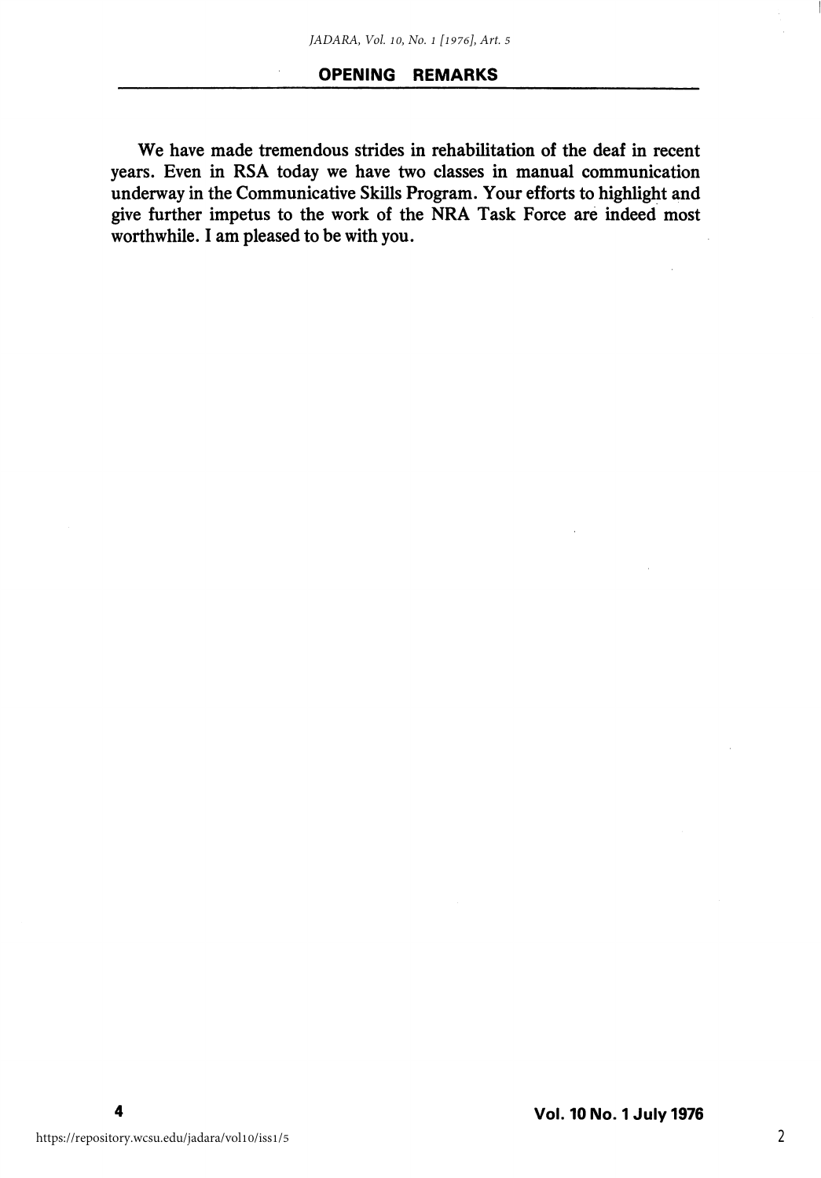We have made tremendous strides in rehabilitation of the deaf in recent years. Even in RSA today we have two classes in manual communication underway in the Communicative Skills Program. Your efforts to highlight and give further impetus to the work of the NRA Task Force are indeed most worthwhile. I am pleased to be with you.